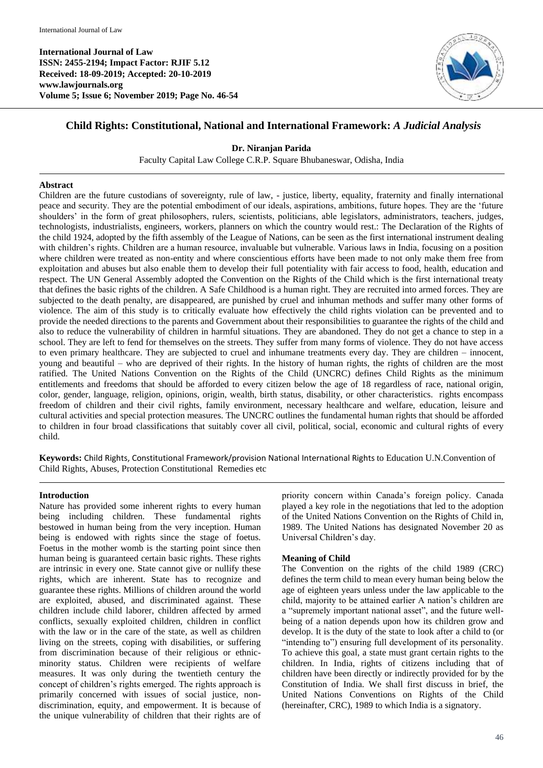**International Journal of Law**
**ISSN: 2455-2194; Impact Factor: RJIF 5.12**
**Received: 18-09-2019; Accepted: 20-10-2019**
**www.lawjournals.org**
**Volume 5; Issue 6; November 2019; Page No. 46-54**

# Child Rights: Constitutional, National and International Framework: *A Judicial Analysis*

**Dr. Niranjan Parida**

Faculty Capital Law College C.R.P. Square Bhubaneswar, Odisha, India

## Abstract

Children are the future custodians of sovereignty, rule of law, - justice, liberty, equality, fraternity and finally international peace and security. They are the potential embodiment of our ideals, aspirations, ambitions, future hopes. They are the 'future shoulders' in the form of great philosophers, rulers, scientists, politicians, able legislators, administrators, teachers, judges, technologists, industrialists, engineers, workers, planners on which the country would rest.: The Declaration of the Rights of the child 1924, adopted by the fifth assembly of the League of Nations, can be seen as the first international instrument dealing with children's rights. Children are a human resource, invaluable but vulnerable. Various laws in India, focusing on a position where children were treated as non-entity and where conscientious efforts have been made to not only make them free from exploitation and abuses but also enable them to develop their full potentiality with fair access to food, health, education and respect. The UN General Assembly adopted the Convention on the Rights of the Child which is the first international treaty that defines the basic rights of the children. A Safe Childhood is a human right. They are recruited into armed forces. They are subjected to the death penalty, are disappeared, are punished by cruel and inhuman methods and suffer many other forms of violence. The aim of this study is to critically evaluate how effectively the child rights violation can be prevented and to provide the needed directions to the parents and Government about their responsibilities to guarantee the rights of the child and also to reduce the vulnerability of children in harmful situations. They are abandoned. They do not get a chance to step in a school. They are left to fend for themselves on the streets. They suffer from many forms of violence. They do not have access to even primary healthcare. They are subjected to cruel and inhumane treatments every day. They are children – innocent, young and beautiful – who are deprived of their rights. In the history of human rights, the rights of children are the most ratified. The United Nations Convention on the Rights of the Child (UNCRC) defines Child Rights as the minimum entitlements and freedoms that should be afforded to every citizen below the age of 18 regardless of race, national origin, color, gender, language, religion, opinions, origin, wealth, birth status, disability, or other characteristics. rights encompass freedom of children and their civil rights, family environment, necessary healthcare and welfare, education, leisure and cultural activities and special protection measures. The UNCRC outlines the fundamental human rights that should be afforded to children in four broad classifications that suitably cover all civil, political, social, economic and cultural rights of every child.

**Keywords:** Child Rights, Constitutional Framework/provision National International Rights to Education U.N.Convention of Child Rights, Abuses, Protection Constitutional Remedies etc

## Introduction

Nature has provided some inherent rights to every human being including children. These fundamental rights bestowed in human being from the very inception. Human being is endowed with rights since the stage of foetus. Foetus in the mother womb is the starting point since then human being is guaranteed certain basic rights. These rights are intrinsic in every one. State cannot give or nullify these rights, which are inherent. State has to recognize and guarantee these rights. Millions of children around the world are exploited, abused, and discriminated against. These children include child laborer, children affected by armed conflicts, sexually exploited children, children in conflict with the law or in the care of the state, as well as children living on the streets, coping with disabilities, or suffering from discrimination because of their religious or ethnic-minority status. Children were recipients of welfare measures. It was only during the twentieth century the concept of children's rights emerged. The rights approach is primarily concerned with issues of social justice, non-discrimination, equity, and empowerment. It is because of the unique vulnerability of children that their rights are of priority concern within Canada's foreign policy. Canada played a key role in the negotiations that led to the adoption of the United Nations Convention on the Rights of Child in, 1989. The United Nations has designated November 20 as Universal Children's day.

### Meaning of Child

The Convention on the rights of the child 1989 (CRC) defines the term child to mean every human being below the age of eighteen years unless under the law applicable to the child, majority to be attained earlier A nation's children are a "supremely important national asset", and the future well-being of a nation depends upon how its children grow and develop. It is the duty of the state to look after a child to (or "intending to") ensuring full development of its personality. To achieve this goal, a state must grant certain rights to the children. In India, rights of citizens including that of children have been directly or indirectly provided for by the Constitution of India. We shall first discuss in brief, the United Nations Conventions on Rights of the Child (hereinafter, CRC), 1989 to which India is a signatory.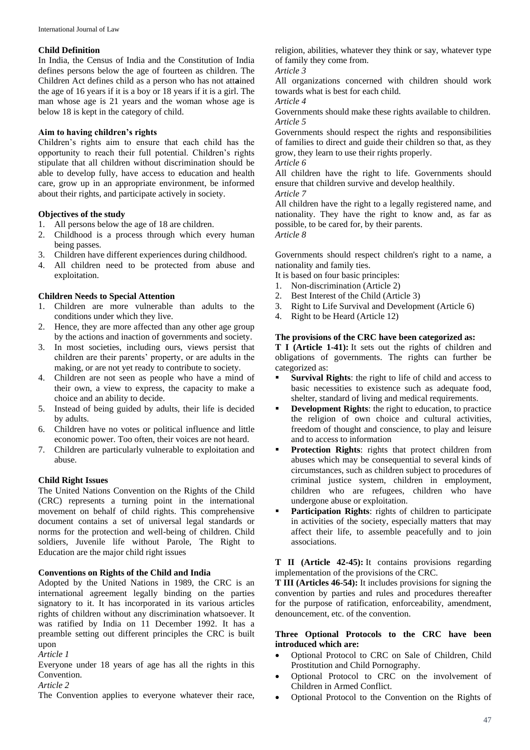### Child Definition

In India, the Census of India and the Constitution of India defines persons below the age of fourteen as children. The Children Act defines child as a person who has not att**a**ined the age of 16 years if it is a boy or 18 years if it is a girl. The man whose age is 21 years and the woman whose age is below 18 is kept in the category of child.

### Aim to having children's rights

Children's rights aim to ensure that each child has the opportunity to reach their full potential. Children's rights stipulate that all children without discrimination should be able to develop fully, have access to education and health care, grow up in an appropriate environment, be informed about their rights, and participate actively in society.

### Objectives of the study

1. All persons below the age of 18 are children.
2. Childhood is a process through which every human being passes.
3. Children have different experiences during childhood.
4. All children need to be protected from abuse and exploitation.

### Children Needs to Special Attention

1. Children are more vulnerable than adults to the conditions under which they live.
2. Hence, they are more affected than any other age group by the actions and inaction of governments and society.
3. In most societies, including ours, views persist that children are their parents' property, or are adults in the making, or are not yet ready to contribute to society.
4. Children are not seen as people who have a mind of their own, a view to express, the capacity to make a choice and an ability to decide.
5. Instead of being guided by adults, their life is decided by adults.
6. Children have no votes or political influence and little economic power. Too often, their voices are not heard.
7. Children are particularly vulnerable to exploitation and abuse.

### Child Right Issues

The United Nations Convention on the Rights of the Child (CRC) represents a turning point in the international movement on behalf of child rights. This comprehensive document contains a set of universal legal standards or norms for the protection and well-being of children. Child soldiers, Juvenile life without Parole, The Right to Education are the major child right issues

### Conventions on Rights of the Child and India

Adopted by the United Nations in 1989, the CRC is an international agreement legally binding on the parties signatory to it. It has incorporated in its various articles rights of children without any discrimination whatsoever. It was ratified by India on 11 December 1992. It has a preamble setting out different principles the CRC is built upon

*Article 1*

Everyone under 18 years of age has all the rights in this Convention.

*Article 2*

The Convention applies to everyone whatever their race, religion, abilities, whatever they think or say, whatever type of family they come from.

*Article 3*

All organizations concerned with children should work towards what is best for each child.

*Article 4*

Governments should make these rights available to children.

*Article 5*

Governments should respect the rights and responsibilities of families to direct and guide their children so that, as they grow, they learn to use their rights properly.

*Article 6*

All children have the right to life. Governments should ensure that children survive and develop healthily.

*Article 7*

All children have the right to a legally registered name, and nationality. They have the right to know and, as far as possible, to be cared for, by their parents.

*Article 8*

Governments should respect children's right to a name, a nationality and family ties.

It is based on four basic principles:

1. Non-discrimination (Article 2)
2. Best Interest of the Child (Article 3)
3. Right to Life Survival and Development (Article 6)
4. Right to be Heard (Article 12)

### The provisions of the CRC have been categorized as:

**T I (Article 1-41):** It sets out the rights of children and obligations of governments. The rights can further be categorized as:

- **Survival Rights**: the right to life of child and access to basic necessities to existence such as adequate food, shelter, standard of living and medical requirements.
- **Development Rights**: the right to education, to practice the religion of own choice and cultural activities, freedom of thought and conscience, to play and leisure and to access to information
- **Protection Rights**: rights that protect children from abuses which may be consequential to several kinds of circumstances, such as children subject to procedures of criminal justice system, children in employment, children who are refugees, children who have undergone abuse or exploitation.
- **Participation Rights**: rights of children to participate in activities of the society, especially matters that may affect their life, to assemble peacefully and to join associations.

**T II (Article 42-45):** It contains provisions regarding implementation of the provisions of the CRC.

**T III (Articles 46-54):** It includes provisions for signing the convention by parties and rules and procedures thereafter for the purpose of ratification, enforceability, amendment, denouncement, etc. of the convention.

### Three Optional Protocols to the CRC have been introduced which are:

- Optional Protocol to CRC on Sale of Children, Child Prostitution and Child Pornography.
- Optional Protocol to CRC on the involvement of Children in Armed Conflict.
- Optional Protocol to the Convention on the Rights of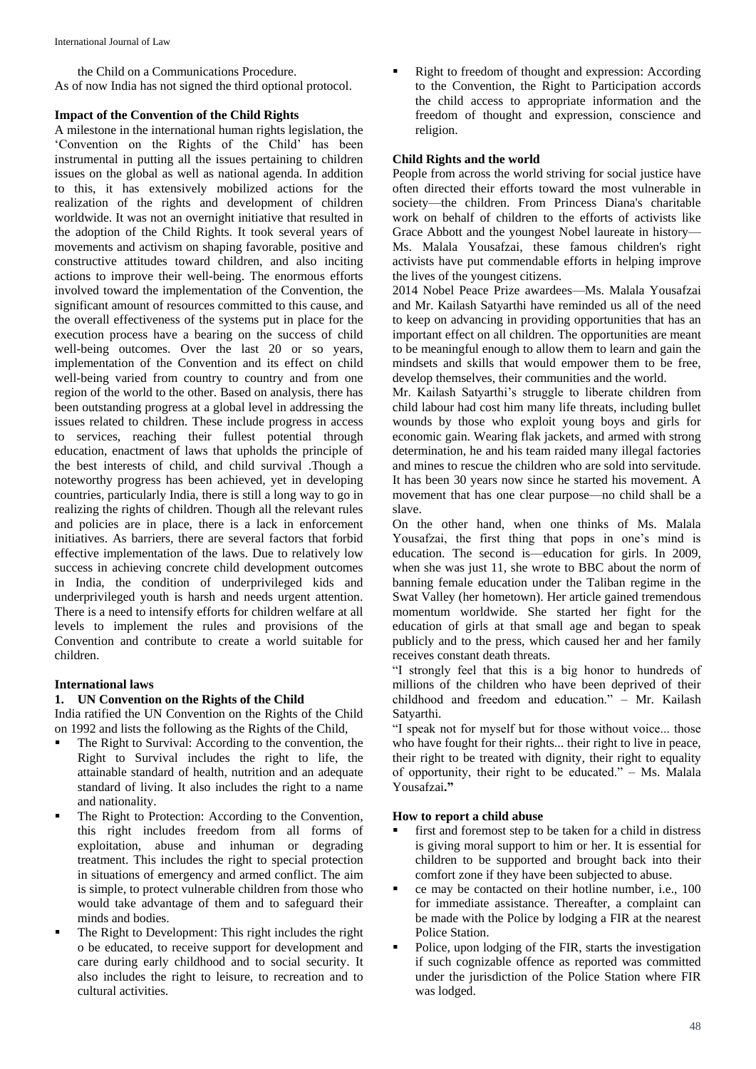the Child on a Communications Procedure.
As of now India has not signed the third optional protocol.

**Impact of the Convention of the Child Rights**

A milestone in the international human rights legislation, the 'Convention on the Rights of the Child' has been instrumental in putting all the issues pertaining to children issues on the global as well as national agenda. In addition to this, it has extensively mobilized actions for the realization of the rights and development of children worldwide. It was not an overnight initiative that resulted in the adoption of the Child Rights. It took several years of movements and activism on shaping favorable, positive and constructive attitudes toward children, and also inciting actions to improve their well-being. The enormous efforts involved toward the implementation of the Convention, the significant amount of resources committed to this cause, and the overall effectiveness of the systems put in place for the execution process have a bearing on the success of child well-being outcomes. Over the last 20 or so years, implementation of the Convention and its effect on child well-being varied from country to country and from one region of the world to the other. Based on analysis, there has been outstanding progress at a global level in addressing the issues related to children. These include progress in access to services, reaching their fullest potential through education, enactment of laws that upholds the principle of the best interests of child, and child survival .Though a noteworthy progress has been achieved, yet in developing countries, particularly India, there is still a long way to go in realizing the rights of children. Though all the relevant rules and policies are in place, there is a lack in enforcement initiatives. As barriers, there are several factors that forbid effective implementation of the laws. Due to relatively low success in achieving concrete child development outcomes in India, the condition of underprivileged kids and underprivileged youth is harsh and needs urgent attention. There is a need to intensify efforts for children welfare at all levels to implement the rules and provisions of the Convention and contribute to create a world suitable for children.

**International laws**

**1. UN Convention on the Rights of the Child**

India ratified the UN Convention on the Rights of the Child on 1992 and lists the following as the Rights of the Child,

- The Right to Survival: According to the convention, the Right to Survival includes the right to life, the attainable standard of health, nutrition and an adequate standard of living. It also includes the right to a name and nationality.
- The Right to Protection: According to the Convention, this right includes freedom from all forms of exploitation, abuse and inhuman or degrading treatment. This includes the right to special protection in situations of emergency and armed conflict. The aim is simple, to protect vulnerable children from those who would take advantage of them and to safeguard their minds and bodies.
- The Right to Development: This right includes the right o be educated, to receive support for development and care during early childhood and to social security. It also includes the right to leisure, to recreation and to cultural activities.
- Right to freedom of thought and expression: According to the Convention, the Right to Participation accords the child access to appropriate information and the freedom of thought and expression, conscience and religion.

**Child Rights and the world**

People from across the world striving for social justice have often directed their efforts toward the most vulnerable in society—the children. From Princess Diana's charitable work on behalf of children to the efforts of activists like Grace Abbott and the youngest Nobel laureate in history—Ms. Malala Yousafzai, these famous children's right activists have put commendable efforts in helping improve the lives of the youngest citizens.

2014 Nobel Peace Prize awardees—Ms. Malala Yousafzai and Mr. Kailash Satyarthi have reminded us all of the need to keep on advancing in providing opportunities that has an important effect on all children. The opportunities are meant to be meaningful enough to allow them to learn and gain the mindsets and skills that would empower them to be free, develop themselves, their communities and the world.

Mr. Kailash Satyarthi's struggle to liberate children from child labour had cost him many life threats, including bullet wounds by those who exploit young boys and girls for economic gain. Wearing flak jackets, and armed with strong determination, he and his team raided many illegal factories and mines to rescue the children who are sold into servitude. It has been 30 years now since he started his movement. A movement that has one clear purpose—no child shall be a slave.

On the other hand, when one thinks of Ms. Malala Yousafzai, the first thing that pops in one's mind is education. The second is—education for girls. In 2009, when she was just 11, she wrote to BBC about the norm of banning female education under the Taliban regime in the Swat Valley (her hometown). Her article gained tremendous momentum worldwide. She started her fight for the education of girls at that small age and began to speak publicly and to the press, which caused her and her family receives constant death threats.

"I strongly feel that this is a big honor to hundreds of millions of the children who have been deprived of their childhood and freedom and education." – Mr. Kailash Satyarthi.

"I speak not for myself but for those without voice... those who have fought for their rights... their right to live in peace, their right to be treated with dignity, their right to equality of opportunity, their right to be educated." – Ms. Malala Yousafzai**."**

**How to report a child abuse**

- first and foremost step to be taken for a child in distress is giving moral support to him or her. It is essential for children to be supported and brought back into their comfort zone if they have been subjected to abuse.
- ce may be contacted on their hotline number, i.e., 100 for immediate assistance. Thereafter, a complaint can be made with the Police by lodging a FIR at the nearest Police Station.
- Police, upon lodging of the FIR, starts the investigation if such cognizable offence as reported was committed under the jurisdiction of the Police Station where FIR was lodged.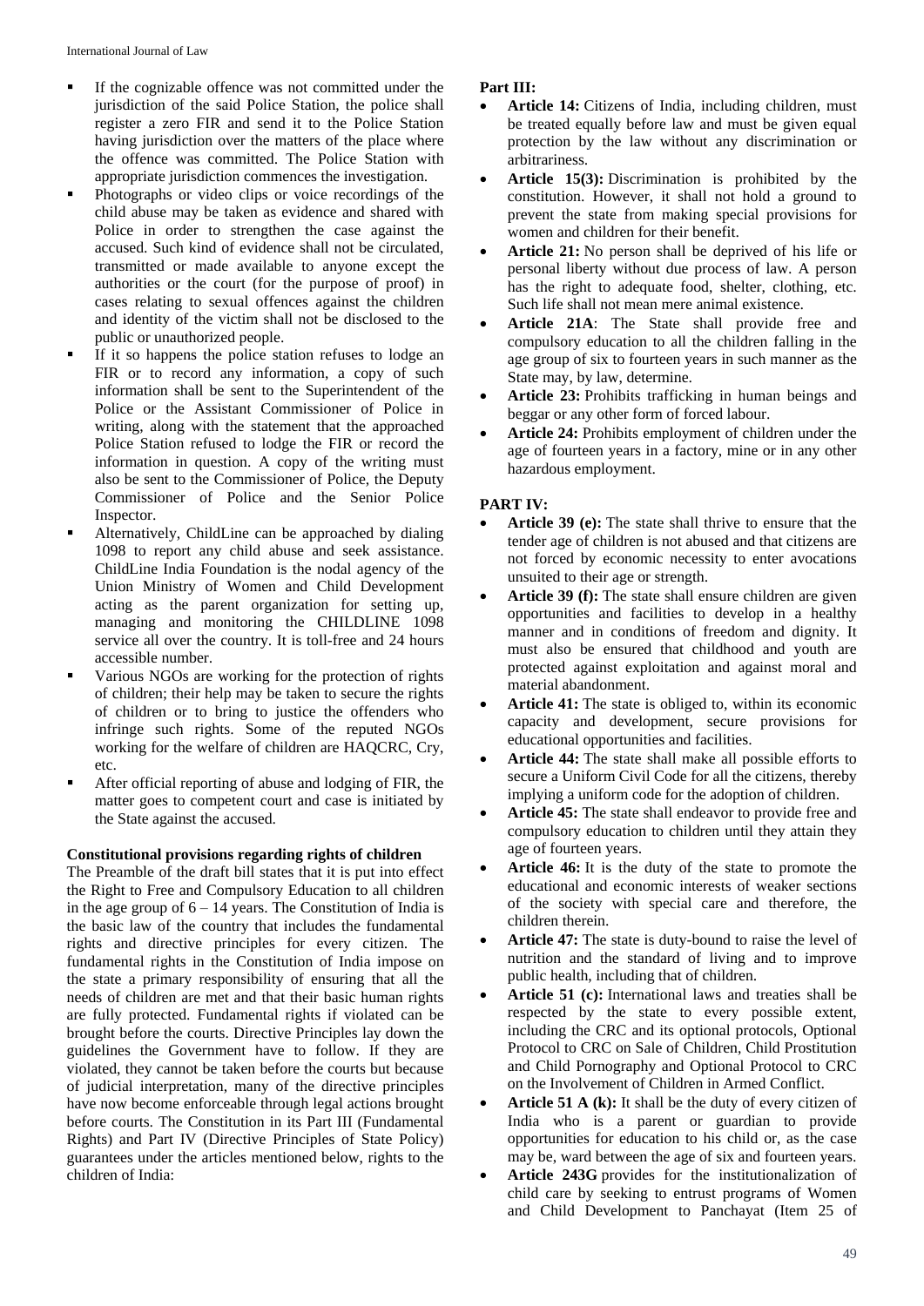- If the cognizable offence was not committed under the jurisdiction of the said Police Station, the police shall register a zero FIR and send it to the Police Station having jurisdiction over the matters of the place where the offence was committed. The Police Station with appropriate jurisdiction commences the investigation.
- Photographs or video clips or voice recordings of the child abuse may be taken as evidence and shared with Police in order to strengthen the case against the accused. Such kind of evidence shall not be circulated, transmitted or made available to anyone except the authorities or the court (for the purpose of proof) in cases relating to sexual offences against the children and identity of the victim shall not be disclosed to the public or unauthorized people.
- If it so happens the police station refuses to lodge an FIR or to record any information, a copy of such information shall be sent to the Superintendent of the Police or the Assistant Commissioner of Police in writing, along with the statement that the approached Police Station refused to lodge the FIR or record the information in question. A copy of the writing must also be sent to the Commissioner of Police, the Deputy Commissioner of Police and the Senior Police Inspector.
- Alternatively, ChildLine can be approached by dialing 1098 to report any child abuse and seek assistance. ChildLine India Foundation is the nodal agency of the Union Ministry of Women and Child Development acting as the parent organization for setting up, managing and monitoring the CHILDLINE 1098 service all over the country. It is toll-free and 24 hours accessible number.
- Various NGOs are working for the protection of rights of children; their help may be taken to secure the rights of children or to bring to justice the offenders who infringe such rights. Some of the reputed NGOs working for the welfare of children are HAQCRC, Cry, etc.
- After official reporting of abuse and lodging of FIR, the matter goes to competent court and case is initiated by the State against the accused.

**Constitutional provisions regarding rights of children**

The Preamble of the draft bill states that it is put into effect the Right to Free and Compulsory Education to all children in the age group of 6 – 14 years. The Constitution of India is the basic law of the country that includes the fundamental rights and directive principles for every citizen. The fundamental rights in the Constitution of India impose on the state a primary responsibility of ensuring that all the needs of children are met and that their basic human rights are fully protected. Fundamental rights if violated can be brought before the courts. Directive Principles lay down the guidelines the Government have to follow. If they are violated, they cannot be taken before the courts but because of judicial interpretation, many of the directive principles have now become enforceable through legal actions brought before courts. The Constitution in its Part III (Fundamental Rights) and Part IV (Directive Principles of State Policy) guarantees under the articles mentioned below, rights to the children of India:

**Part III:**

- **Article 14:** Citizens of India, including children, must be treated equally before law and must be given equal protection by the law without any discrimination or arbitrariness.
- **Article 15(3):** Discrimination is prohibited by the constitution. However, it shall not hold a ground to prevent the state from making special provisions for women and children for their benefit.
- **Article 21:** No person shall be deprived of his life or personal liberty without due process of law. A person has the right to adequate food, shelter, clothing, etc. Such life shall not mean mere animal existence.
- **Article 21A**: The State shall provide free and compulsory education to all the children falling in the age group of six to fourteen years in such manner as the State may, by law, determine.
- **Article 23:** Prohibits trafficking in human beings and beggar or any other form of forced labour.
- **Article 24:** Prohibits employment of children under the age of fourteen years in a factory, mine or in any other hazardous employment.

**PART IV:**

- **Article 39 (e):** The state shall thrive to ensure that the tender age of children is not abused and that citizens are not forced by economic necessity to enter avocations unsuited to their age or strength.
- **Article 39 (f):** The state shall ensure children are given opportunities and facilities to develop in a healthy manner and in conditions of freedom and dignity. It must also be ensured that childhood and youth are protected against exploitation and against moral and material abandonment.
- **Article 41:** The state is obliged to, within its economic capacity and development, secure provisions for educational opportunities and facilities.
- **Article 44:** The state shall make all possible efforts to secure a Uniform Civil Code for all the citizens, thereby implying a uniform code for the adoption of children.
- **Article 45:** The state shall endeavor to provide free and compulsory education to children until they attain they age of fourteen years.
- **Article 46:** It is the duty of the state to promote the educational and economic interests of weaker sections of the society with special care and therefore, the children therein.
- **Article 47:** The state is duty-bound to raise the level of nutrition and the standard of living and to improve public health, including that of children.
- **Article 51 (c):** International laws and treaties shall be respected by the state to every possible extent, including the CRC and its optional protocols, Optional Protocol to CRC on Sale of Children, Child Prostitution and Child Pornography and Optional Protocol to CRC on the Involvement of Children in Armed Conflict.
- **Article 51 A (k):** It shall be the duty of every citizen of India who is a parent or guardian to provide opportunities for education to his child or, as the case may be, ward between the age of six and fourteen years.
- **Article 243G** provides for the institutionalization of child care by seeking to entrust programs of Women and Child Development to Panchayat (Item 25 of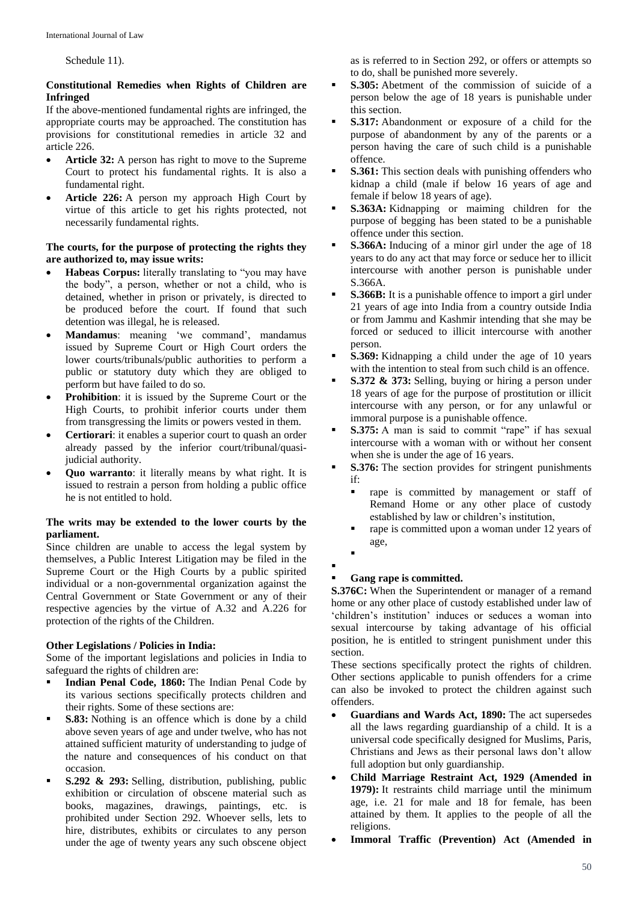Schedule 11).

**Constitutional Remedies when Rights of Children are Infringed**

If the above-mentioned fundamental rights are infringed, the appropriate courts may be approached. The constitution has provisions for constitutional remedies in article 32 and article 226.

- **Article 32:** A person has right to move to the Supreme Court to protect his fundamental rights. It is also a fundamental right.
- **Article 226:** A person my approach High Court by virtue of this article to get his rights protected, not necessarily fundamental rights.

**The courts, for the purpose of protecting the rights they are authorized to, may issue writs:**

- **Habeas Corpus:** literally translating to "you may have the body", a person, whether or not a child, who is detained, whether in prison or privately, is directed to be produced before the court. If found that such detention was illegal, he is released.
- **Mandamus**: meaning 'we command', mandamus issued by Supreme Court or High Court orders the lower courts/tribunals/public authorities to perform a public or statutory duty which they are obliged to perform but have failed to do so.
- **Prohibition**: it is issued by the Supreme Court or the High Courts, to prohibit inferior courts under them from transgressing the limits or powers vested in them.
- **Certiorari**: it enables a superior court to quash an order already passed by the inferior court/tribunal/quasi-judicial authority.
- **Quo warranto**: it literally means by what right. It is issued to restrain a person from holding a public office he is not entitled to hold.

**The writs may be extended to the lower courts by the parliament.**

Since children are unable to access the legal system by themselves, a Public Interest Litigation may be filed in the Supreme Court or the High Courts by a public spirited individual or a non-governmental organization against the Central Government or State Government or any of their respective agencies by the virtue of A.32 and A.226 for protection of the rights of the Children.

**Other Legislations / Policies in India:**

Some of the important legislations and policies in India to safeguard the rights of children are:

- **Indian Penal Code, 1860:** The Indian Penal Code by its various sections specifically protects children and their rights. Some of these sections are:
- **S.83:** Nothing is an offence which is done by a child above seven years of age and under twelve, who has not attained sufficient maturity of understanding to judge of the nature and consequences of his conduct on that occasion.
- **S.292 & 293:** Selling, distribution, publishing, public exhibition or circulation of obscene material such as books, magazines, drawings, paintings, etc. is prohibited under Section 292. Whoever sells, lets to hire, distributes, exhibits or circulates to any person under the age of twenty years any such obscene object as is referred to in Section 292, or offers or attempts so to do, shall be punished more severely.
- **S.305:** Abetment of the commission of suicide of a person below the age of 18 years is punishable under this section.
- **S.317:** Abandonment or exposure of a child for the purpose of abandonment by any of the parents or a person having the care of such child is a punishable offence.
- **S.361:** This section deals with punishing offenders who kidnap a child (male if below 16 years of age and female if below 18 years of age).
- **S.363A:** Kidnapping or maiming children for the purpose of begging has been stated to be a punishable offence under this section.
- **S.366A:** Inducing of a minor girl under the age of 18 years to do any act that may force or seduce her to illicit intercourse with another person is punishable under S.366A.
- **S.366B:** It is a punishable offence to import a girl under 21 years of age into India from a country outside India or from Jammu and Kashmir intending that she may be forced or seduced to illicit intercourse with another person.
- **S.369:** Kidnapping a child under the age of 10 years with the intention to steal from such child is an offence.
- **S.372 & 373:** Selling, buying or hiring a person under 18 years of age for the purpose of prostitution or illicit intercourse with any person, or for any unlawful or immoral purpose is a punishable offence.
- **S.375:** A man is said to commit "rape" if has sexual intercourse with a woman with or without her consent when she is under the age of 16 years.
- **S.376:** The section provides for stringent punishments if:
  - rape is committed by management or staff of Remand Home or any other place of custody established by law or children's institution,
  - rape is committed upon a woman under 12 years of age,
- **Gang rape is committed.**

**S.376C:** When the Superintendent or manager of a remand home or any other place of custody established under law of 'children's institution' induces or seduces a woman into sexual intercourse by taking advantage of his official position, he is entitled to stringent punishment under this section.

These sections specifically protect the rights of children. Other sections applicable to punish offenders for a crime can also be invoked to protect the children against such offenders.

- **Guardians and Wards Act, 1890:** The act supersedes all the laws regarding guardianship of a child. It is a universal code specifically designed for Muslims, Paris, Christians and Jews as their personal laws don't allow full adoption but only guardianship.
- **Child Marriage Restraint Act, 1929 (Amended in 1979):** It restraints child marriage until the minimum age, i.e. 21 for male and 18 for female, has been attained by them. It applies to the people of all the religions.
- **Immoral Traffic (Prevention) Act (Amended in**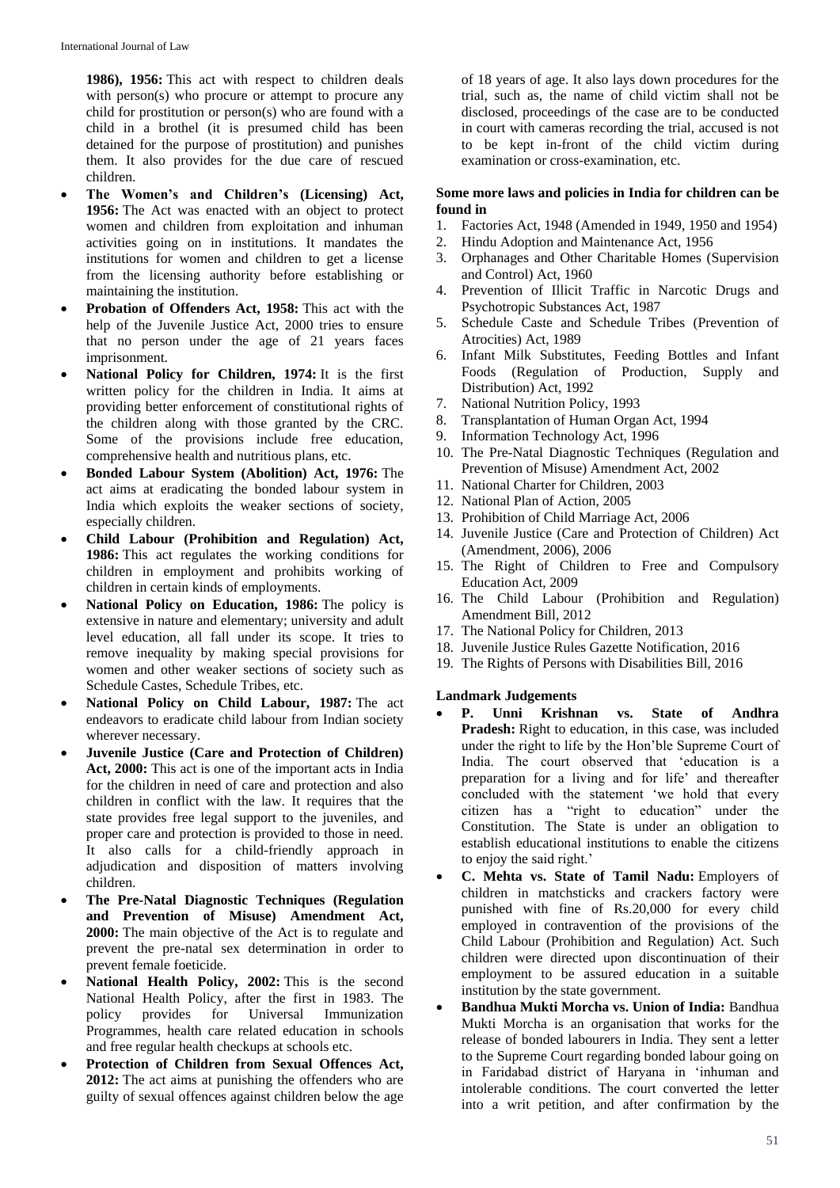**1986), 1956:** This act with respect to children deals with person(s) who procure or attempt to procure any child for prostitution or person(s) who are found with a child in a brothel (it is presumed child has been detained for the purpose of prostitution) and punishes them. It also provides for the due care of rescued children.

- **The Women's and Children's (Licensing) Act, 1956:** The Act was enacted with an object to protect women and children from exploitation and inhuman activities going on in institutions. It mandates the institutions for women and children to get a license from the licensing authority before establishing or maintaining the institution.
- **Probation of Offenders Act, 1958:** This act with the help of the Juvenile Justice Act, 2000 tries to ensure that no person under the age of 21 years faces imprisonment.
- **National Policy for Children, 1974:** It is the first written policy for the children in India. It aims at providing better enforcement of constitutional rights of the children along with those granted by the CRC. Some of the provisions include free education, comprehensive health and nutritious plans, etc.
- **Bonded Labour System (Abolition) Act, 1976:** The act aims at eradicating the bonded labour system in India which exploits the weaker sections of society, especially children.
- **Child Labour (Prohibition and Regulation) Act, 1986:** This act regulates the working conditions for children in employment and prohibits working of children in certain kinds of employments.
- **National Policy on Education, 1986:** The policy is extensive in nature and elementary; university and adult level education, all fall under its scope. It tries to remove inequality by making special provisions for women and other weaker sections of society such as Schedule Castes, Schedule Tribes, etc.
- **National Policy on Child Labour, 1987:** The act endeavors to eradicate child labour from Indian society wherever necessary.
- **Juvenile Justice (Care and Protection of Children) Act, 2000:** This act is one of the important acts in India for the children in need of care and protection and also children in conflict with the law. It requires that the state provides free legal support to the juveniles, and proper care and protection is provided to those in need. It also calls for a child-friendly approach in adjudication and disposition of matters involving children.
- **The Pre-Natal Diagnostic Techniques (Regulation and Prevention of Misuse) Amendment Act, 2000:** The main objective of the Act is to regulate and prevent the pre-natal sex determination in order to prevent female foeticide.
- **National Health Policy, 2002:** This is the second National Health Policy, after the first in 1983. The policy provides for Universal Immunization Programmes, health care related education in schools and free regular health checkups at schools etc.
- **Protection of Children from Sexual Offences Act, 2012:** The act aims at punishing the offenders who are guilty of sexual offences against children below the age of 18 years of age. It also lays down procedures for the trial, such as, the name of child victim shall not be disclosed, proceedings of the case are to be conducted in court with cameras recording the trial, accused is not to be kept in-front of the child victim during examination or cross-examination, etc.

#### Some more laws and policies in India for children can be found in

1. Factories Act, 1948 (Amended in 1949, 1950 and 1954)
2. Hindu Adoption and Maintenance Act, 1956
3. Orphanages and Other Charitable Homes (Supervision and Control) Act, 1960
4. Prevention of Illicit Traffic in Narcotic Drugs and Psychotropic Substances Act, 1987
5. Schedule Caste and Schedule Tribes (Prevention of Atrocities) Act, 1989
6. Infant Milk Substitutes, Feeding Bottles and Infant Foods (Regulation of Production, Supply and Distribution) Act, 1992
7. National Nutrition Policy, 1993
8. Transplantation of Human Organ Act, 1994
9. Information Technology Act, 1996
10. The Pre-Natal Diagnostic Techniques (Regulation and Prevention of Misuse) Amendment Act, 2002
11. National Charter for Children, 2003
12. National Plan of Action, 2005
13. Prohibition of Child Marriage Act, 2006
14. Juvenile Justice (Care and Protection of Children) Act (Amendment, 2006), 2006
15. The Right of Children to Free and Compulsory Education Act, 2009
16. The Child Labour (Prohibition and Regulation) Amendment Bill, 2012
17. The National Policy for Children, 2013
18. Juvenile Justice Rules Gazette Notification, 2016
19. The Rights of Persons with Disabilities Bill, 2016

#### Landmark Judgements

- **P. Unni Krishnan vs. State of Andhra Pradesh:** Right to education, in this case, was included under the right to life by the Hon'ble Supreme Court of India. The court observed that 'education is a preparation for a living and for life' and thereafter concluded with the statement 'we hold that every citizen has a "right to education" under the Constitution. The State is under an obligation to establish educational institutions to enable the citizens to enjoy the said right.'
- **C. Mehta vs. State of Tamil Nadu:** Employers of children in matchsticks and crackers factory were punished with fine of Rs.20,000 for every child employed in contravention of the provisions of the Child Labour (Prohibition and Regulation) Act. Such children were directed upon discontinuation of their employment to be assured education in a suitable institution by the state government.
- **Bandhua Mukti Morcha vs. Union of India:** Bandhua Mukti Morcha is an organisation that works for the release of bonded labourers in India. They sent a letter to the Supreme Court regarding bonded labour going on in Faridabad district of Haryana in 'inhuman and intolerable conditions. The court converted the letter into a writ petition, and after confirmation by the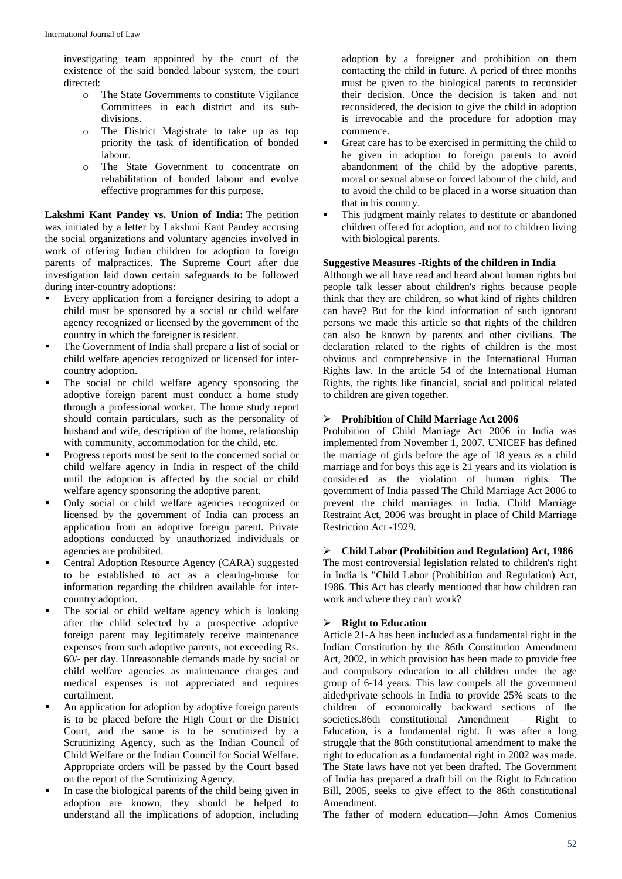investigating team appointed by the court of the existence of the said bonded labour system, the court directed:

- The State Governments to constitute Vigilance Committees in each district and its sub-divisions.
- The District Magistrate to take up as top priority the task of identification of bonded labour.
- The State Government to concentrate on rehabilitation of bonded labour and evolve effective programmes for this purpose.

**Lakshmi Kant Pandey vs. Union of India:** The petition was initiated by a letter by Lakshmi Kant Pandey accusing the social organizations and voluntary agencies involved in work of offering Indian children for adoption to foreign parents of malpractices. The Supreme Court after due investigation laid down certain safeguards to be followed during inter-country adoptions:

- Every application from a foreigner desiring to adopt a child must be sponsored by a social or child welfare agency recognized or licensed by the government of the country in which the foreigner is resident.
- The Government of India shall prepare a list of social or child welfare agencies recognized or licensed for inter-country adoption.
- The social or child welfare agency sponsoring the adoptive foreign parent must conduct a home study through a professional worker. The home study report should contain particulars, such as the personality of husband and wife, description of the home, relationship with community, accommodation for the child, etc.
- Progress reports must be sent to the concerned social or child welfare agency in India in respect of the child until the adoption is affected by the social or child welfare agency sponsoring the adoptive parent.
- Only social or child welfare agencies recognized or licensed by the government of India can process an application from an adoptive foreign parent. Private adoptions conducted by unauthorized individuals or agencies are prohibited.
- Central Adoption Resource Agency (CARA) suggested to be established to act as a clearing-house for information regarding the children available for inter-country adoption.
- The social or child welfare agency which is looking after the child selected by a prospective adoptive foreign parent may legitimately receive maintenance expenses from such adoptive parents, not exceeding Rs. 60/- per day. Unreasonable demands made by social or child welfare agencies as maintenance charges and medical expenses is not appreciated and requires curtailment.
- An application for adoption by adoptive foreign parents is to be placed before the High Court or the District Court, and the same is to be scrutinized by a Scrutinizing Agency, such as the Indian Council of Child Welfare or the Indian Council for Social Welfare. Appropriate orders will be passed by the Court based on the report of the Scrutinizing Agency.
- In case the biological parents of the child being given in adoption are known, they should be helped to understand all the implications of adoption, including adoption by a foreigner and prohibition on them contacting the child in future. A period of three months must be given to the biological parents to reconsider their decision. Once the decision is taken and not reconsidered, the decision to give the child in adoption is irrevocable and the procedure for adoption may commence.
- Great care has to be exercised in permitting the child to be given in adoption to foreign parents to avoid abandonment of the child by the adoptive parents, moral or sexual abuse or forced labour of the child, and to avoid the child to be placed in a worse situation than that in his country.
- This judgment mainly relates to destitute or abandoned children offered for adoption, and not to children living with biological parents.

**Suggestive Measures -Rights of the children in India**

Although we all have read and heard about human rights but people talk lesser about children's rights because people think that they are children, so what kind of rights children can have? But for the kind information of such ignorant persons we made this article so that rights of the children can also be known by parents and other civilians. The declaration related to the rights of children is the most obvious and comprehensive in the International Human Rights law. In the article 54 of the International Human Rights, the rights like financial, social and political related to children are given together.

- **Prohibition of Child Marriage Act 2006**

Prohibition of Child Marriage Act 2006 in India was implemented from November 1, 2007. UNICEF has defined the marriage of girls before the age of 18 years as a child marriage and for boys this age is 21 years and its violation is considered as the violation of human rights. The government of India passed The Child Marriage Act 2006 to prevent the child marriages in India. Child Marriage Restraint Act, 2006 was brought in place of Child Marriage Restriction Act -1929.

- **Child Labor (Prohibition and Regulation) Act, 1986**

The most controversial legislation related to children's right in India is "Child Labor (Prohibition and Regulation) Act, 1986. This Act has clearly mentioned that how children can work and where they can't work?

- **Right to Education**

Article 21-A has been included as a fundamental right in the Indian Constitution by the 86th Constitution Amendment Act, 2002, in which provision has been made to provide free and compulsory education to all children under the age group of 6-14 years. This law compels all the government aided\private schools in India to provide 25% seats to the children of economically backward sections of the societies.86th constitutional Amendment – Right to Education, is a fundamental right. It was after a long struggle that the 86th constitutional amendment to make the right to education as a fundamental right in 2002 was made. The State laws have not yet been drafted. The Government of India has prepared a draft bill on the Right to Education Bill, 2005, seeks to give effect to the 86th constitutional Amendment.

The father of modern education—John Amos Comenius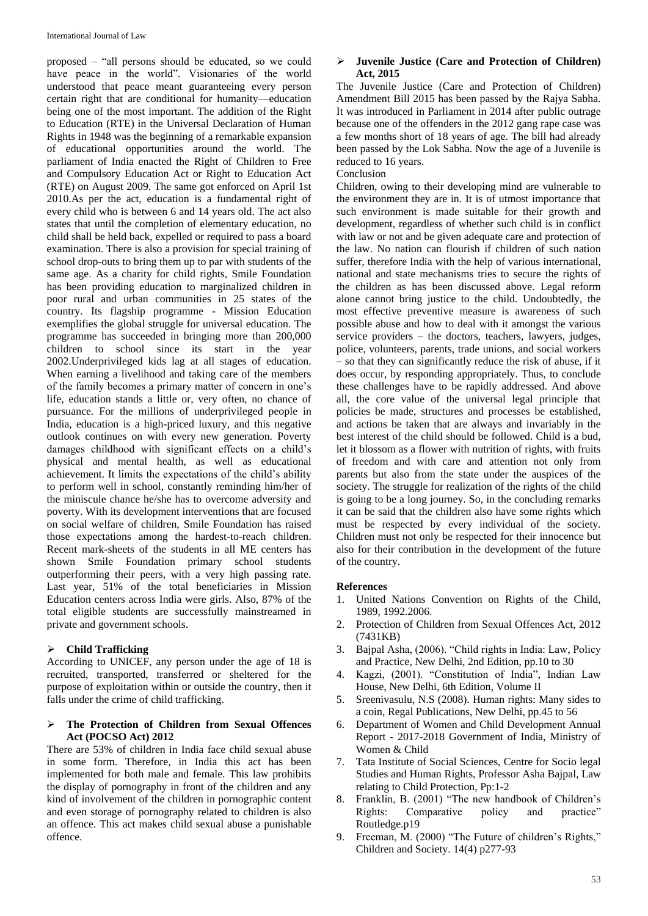proposed – "all persons should be educated, so we could have peace in the world". Visionaries of the world understood that peace meant guaranteeing every person certain right that are conditional for humanity—education being one of the most important. The addition of the Right to Education (RTE) in the Universal Declaration of Human Rights in 1948 was the beginning of a remarkable expansion of educational opportunities around the world. The parliament of India enacted the Right of Children to Free and Compulsory Education Act or Right to Education Act (RTE) on August 2009. The same got enforced on April 1st 2010.As per the act, education is a fundamental right of every child who is between 6 and 14 years old. The act also states that until the completion of elementary education, no child shall be held back, expelled or required to pass a board examination. There is also a provision for special training of school drop-outs to bring them up to par with students of the same age. As a charity for child rights, Smile Foundation has been providing education to marginalized children in poor rural and urban communities in 25 states of the country. Its flagship programme - Mission Education exemplifies the global struggle for universal education. The programme has succeeded in bringing more than 200,000 children to school since its start in the year 2002.Underprivileged kids lag at all stages of education. When earning a livelihood and taking care of the members of the family becomes a primary matter of concern in one's life, education stands a little or, very often, no chance of pursuance. For the millions of underprivileged people in India, education is a high-priced luxury, and this negative outlook continues on with every new generation. Poverty damages childhood with significant effects on a child's physical and mental health, as well as educational achievement. It limits the expectations of the child's ability to perform well in school, constantly reminding him/her of the miniscule chance he/she has to overcome adversity and poverty. With its development interventions that are focused on social welfare of children, Smile Foundation has raised those expectations among the hardest-to-reach children. Recent mark-sheets of the students in all ME centers has shown Smile Foundation primary school students outperforming their peers, with a very high passing rate. Last year, 51% of the total beneficiaries in Mission Education centers across India were girls. Also, 87% of the total eligible students are successfully mainstreamed in private and government schools.

- **Child Trafficking**

According to UNICEF, any person under the age of 18 is recruited, transported, transferred or sheltered for the purpose of exploitation within or outside the country, then it falls under the crime of child trafficking.

- **The Protection of Children from Sexual Offences Act (POCSO Act) 2012**

There are 53% of children in India face child sexual abuse in some form. Therefore, in India this act has been implemented for both male and female. This law prohibits the display of pornography in front of the children and any kind of involvement of the children in pornographic content and even storage of pornography related to children is also an offence. This act makes child sexual abuse a punishable offence.

- **Juvenile Justice (Care and Protection of Children) Act, 2015**

The Juvenile Justice (Care and Protection of Children) Amendment Bill 2015 has been passed by the Rajya Sabha. It was introduced in Parliament in 2014 after public outrage because one of the offenders in the 2012 gang rape case was a few months short of 18 years of age. The bill had already been passed by the Lok Sabha. Now the age of a Juvenile is reduced to 16 years.

Conclusion

Children, owing to their developing mind are vulnerable to the environment they are in. It is of utmost importance that such environment is made suitable for their growth and development, regardless of whether such child is in conflict with law or not and be given adequate care and protection of the law. No nation can flourish if children of such nation suffer, therefore India with the help of various international, national and state mechanisms tries to secure the rights of the children as has been discussed above. Legal reform alone cannot bring justice to the child. Undoubtedly, the most effective preventive measure is awareness of such possible abuse and how to deal with it amongst the various service providers – the doctors, teachers, lawyers, judges, police, volunteers, parents, trade unions, and social workers – so that they can significantly reduce the risk of abuse, if it does occur, by responding appropriately. Thus, to conclude these challenges have to be rapidly addressed. And above all, the core value of the universal legal principle that policies be made, structures and processes be established, and actions be taken that are always and invariably in the best interest of the child should be followed. Child is a bud, let it blossom as a flower with nutrition of rights, with fruits of freedom and with care and attention not only from parents but also from the state under the auspices of the society. The struggle for realization of the rights of the child is going to be a long journey. So, in the concluding remarks it can be said that the children also have some rights which must be respected by every individual of the society. Children must not only be respected for their innocence but also for their contribution in the development of the future of the country.

## References

1. United Nations Convention on Rights of the Child, 1989, 1992.2006.
2. Protection of Children from Sexual Offences Act, 2012 (7431KB)
3. Bajpal Asha, (2006). "Child rights in India: Law, Policy and Practice, New Delhi, 2nd Edition, pp.10 to 30
4. Kagzi, (2001). "Constitution of India", Indian Law House, New Delhi, 6th Edition, Volume II
5. Sreenivasulu, N.S (2008). Human rights: Many sides to a coin, Regal Publications, New Delhi, pp.45 to 56
6. Department of Women and Child Development Annual Report - 2017-2018 Government of India, Ministry of Women & Child
7. Tata Institute of Social Sciences, Centre for Socio legal Studies and Human Rights, Professor Asha Bajpal, Law relating to Child Protection, Pp:1-2
8. Franklin, B. (2001) "The new handbook of Children's Rights: Comparative policy and practice" Routledge.p19
9. Freeman, M. (2000) "The Future of children's Rights," Children and Society. 14(4) p277-93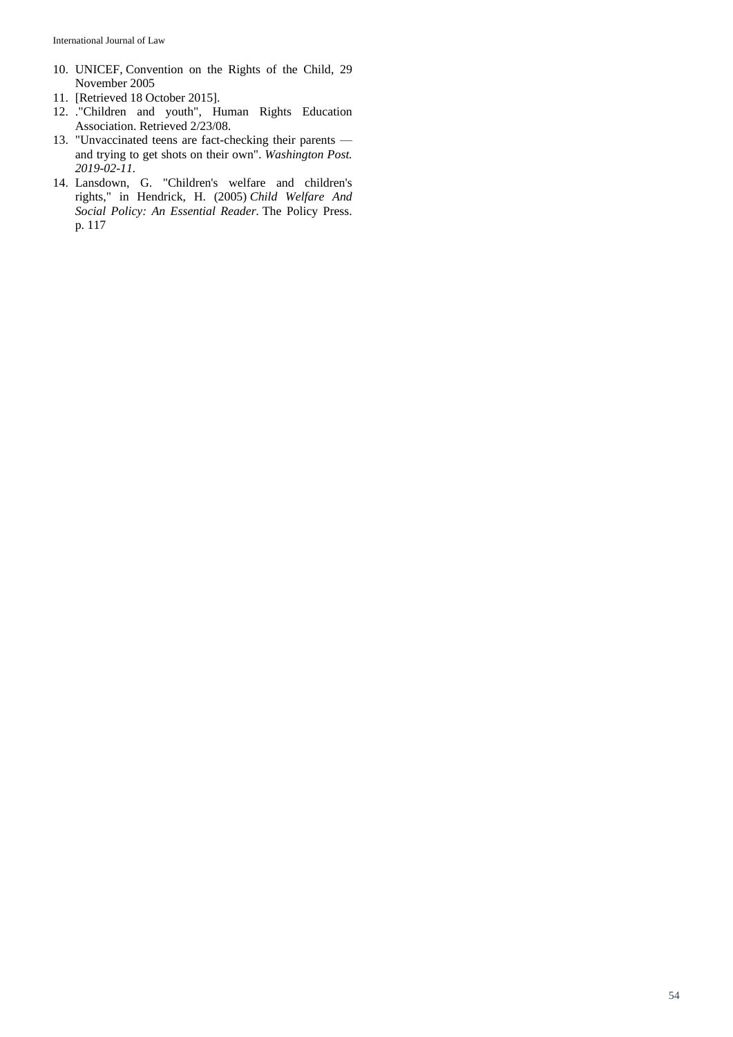10. UNICEF, Convention on the Rights of the Child, 29 November 2005
11. [Retrieved 18 October 2015].
12. ."Children and youth", Human Rights Education Association. Retrieved 2/23/08.
13. "Unvaccinated teens are fact-checking their parents — and trying to get shots on their own". *Washington Post. 2019-02-11*.
14. Lansdown, G. "Children's welfare and children's rights," in Hendrick, H. (2005) *Child Welfare And Social Policy: An Essential Reader*. The Policy Press. p. 117